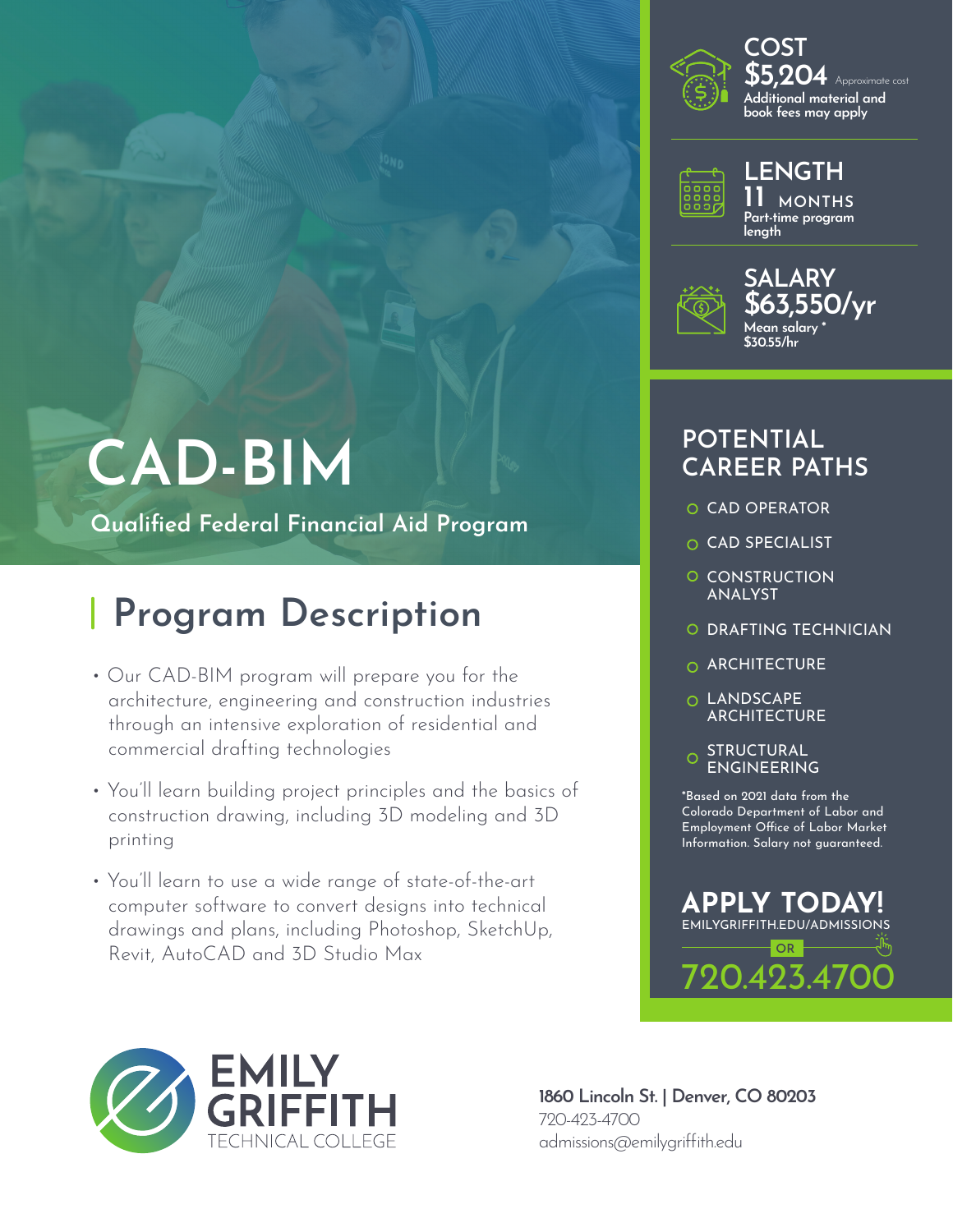# CAD-BIM

Qualified Federal Financial Aid Program

## Program Description

- Our CAD-BIM program will prepare you for the architecture, engineering and construction industries through an intensive exploration of residential and commercial drafting technologies
- You'll learn building project principles and the basics of construction drawing, including 3D modeling and 3D printing
- You'll learn to use a wide range of state-of-the-art computer software to convert designs into technical drawings and plans, including Photoshop, SketchUp, Revit, AutoCAD and 3D Studio Max

### COST

**$5,204** Approximate cost

Additional material and book fees may apply

### LENGTH

**11 MONTHS**

Part-time program length

### SALARY

**$63,550/yr**

Mean salary *

$30.55/hr

## POTENTIAL CAREER PATHS

- CAD OPERATOR
- CAD SPECIALIST
- CONSTRUCTION ANALYST
- DRAFTING TECHNICIAN
- ARCHITECTURE
- LANDSCAPE ARCHITECTURE
- STRUCTURAL ENGINEERING

*Based on 2021 data from the Colorado Department of Labor and Employment Office of Labor Market Information. Salary not guaranteed.

## APPLY TODAY!

EMILYGRIFFITH.EDU/ADMISSIONS

OR

720.423.4700

EMILY GRIFFITH TECHNICAL COLLEGE

**1860 Lincoln St. | Denver, CO 80203**

720-423-4700

admissions@emilygriffith.edu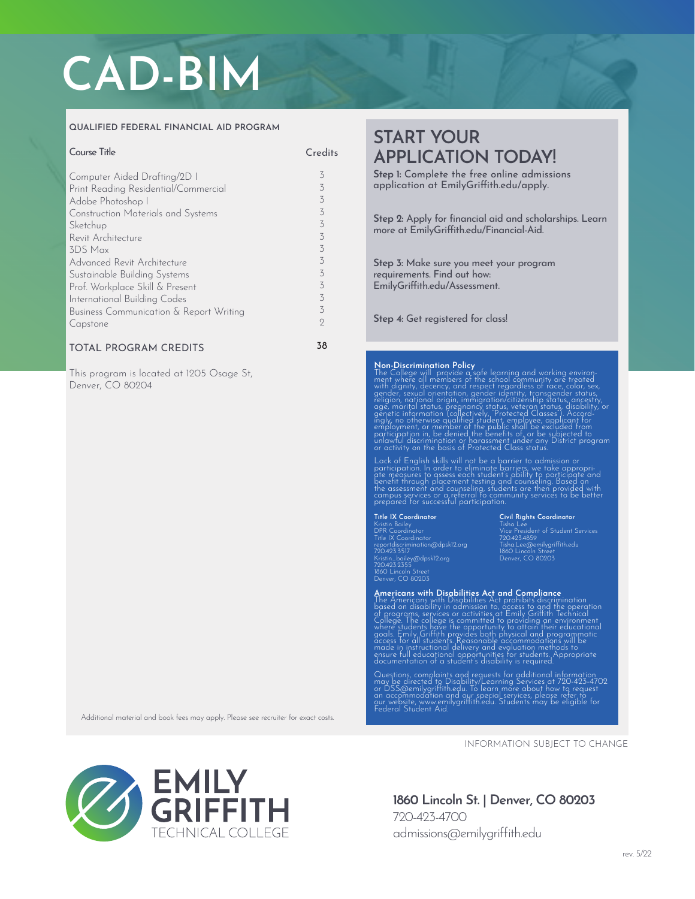# CAD-BIM

**QUALIFIED FEDERAL FINANCIAL AID PROGRAM**

| Course Title | Credits |
|---|---|
| Computer Aided Drafting/2D I | 3 |
| Print Reading Residential/Commercial | 3 |
| Adobe Photoshop I | 3 |
| Construction Materials and Systems | 3 |
| Sketchup | 3 |
| Revit Architecture | 3 |
| 3DS Max | 3 |
| Advanced Revit Architecture | 3 |
| Sustainable Building Systems | 3 |
| Prof. Workplace Skill & Present | 3 |
| International Building Codes | 3 |
| Business Communication & Report Writing | 3 |
| Capstone | 2 |
| TOTAL PROGRAM CREDITS | **38** |

This program is located at 1205 Osage St, Denver, CO 80204

Additional material and book fees may apply. Please see recruiter for exact costs.

## START YOUR APPLICATION TODAY!

**Step 1:** Complete the free online admissions application at EmilyGriffith.edu/apply.

**Step 2:** Apply for financial aid and scholarships. Learn more at EmilyGriffith.edu/Financial-Aid.

**Step 3:** Make sure you meet your program requirements. Find out how: EmilyGriffith.edu/Assessment.

**Step 4:** Get registered for class!

**Non-Discrimination Policy**
The College will provide a safe learning and working environment where all members of the school community are treated with dignity, decency, and respect regardless of race, color, sex, gender, sexual orientation, gender identity, transgender status, religion, national origin, immigration/citizenship status, ancestry, age, marital status, pregnancy status, veteran status, disability, or genetic information (collectively, 'Protected Classes'). Accordingly, no otherwise qualified student, employee, applicant for employment, or member of the public shall be excluded from participation in, be denied the benefits of, or be subjected to unlawful discrimination or harassment under any District program or activity on the basis of Protected Class status.

Lack of English skills will not be a barrier to admission or participation. In order to eliminate barriers, we take appropriate measures to assess each student's ability to participate and benefit through placement testing and counseling. Based on the assessment and counseling, students are then provided with campus services or a referral to community services to be better prepared for successful participation.

**Title IX Coordinator**
Kristin Bailey
DPR Coordinator
Title IX Coordinator
reportdiscrimination@dpsk12.org
720.423.3517
Kristin_bailey@dpsk12.org
720.423.2355
1860 Lincoln Street
Denver, CO 80203

**Civil Rights Coordinator**
Tisha Lee
Vice President of Student Services
720.423.4859
Tisha.Lee@emilygriffith.edu
1860 Lincoln Street
Denver, CO 80203

**Americans with Disabilities Act and Compliance**
The Americans with Disabilities Act prohibits discrimination based on disability in admission to, access to and the operation of programs, services or activities at Emily Griffith Technical College. The college is committed to providing an environment where students have the opportunity to attain their educational goals. Emily Griffith provides both physical and programmatic access for all students. Reasonable accommodations will be made in instructional delivery and evaluation methods to ensure full educational opportunities for students. Appropriate documentation of a student's disability is required.

Questions, complaints and requests for additional information may be directed to Disability/Learning Services at 720-423-4702 or DSS@emilygriffith.edu. To learn more about how to request an accommodation and our special services, please refer to our website, www.emilygriffith.edu. Students may be eligible for Federal Student Aid.

INFORMATION SUBJECT TO CHANGE

EMILY GRIFFITH TECHNICAL COLLEGE

**1860 Lincoln St. | Denver, CO 80203**
720-423-4700
admissions@emilygriffith.edu

rev. 5/22